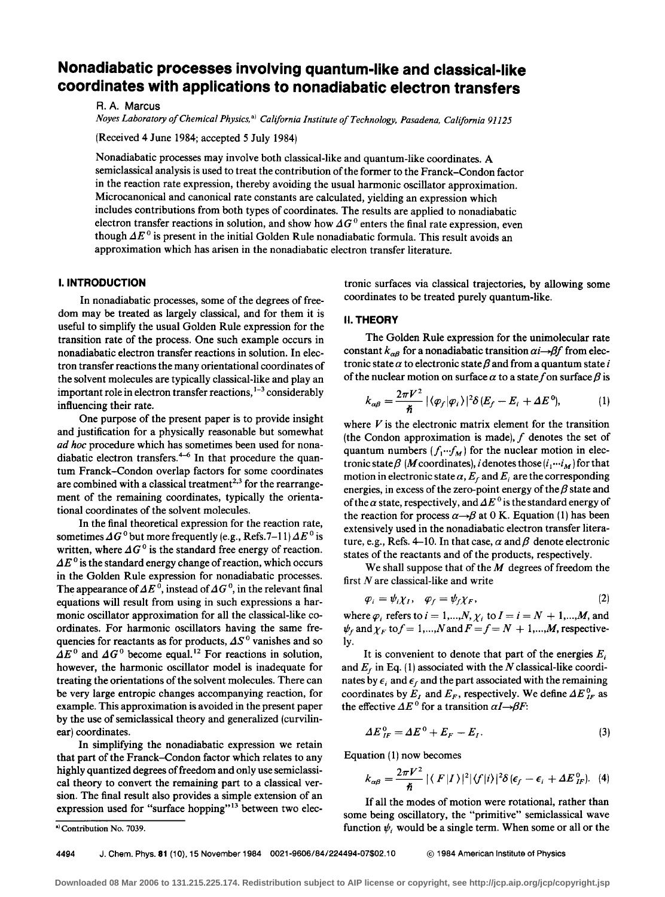# Nonadiabatic processes involving quantum-like and classical-like coordinates with applications to nonadiabatic electron transfers

R. A. Marcus

*Noyes Laboratory of Chemical Physics,*[a] *California Institute of Technology, Pasadena, California 91125*

(Received 4 June 1984; accepted 5 July 1984)

Nonadiabatic processes may involve both classical-like and quantum-like coordinates. A semiclassical analysis is used to treat the contribution of the former to the Franck–Condon factor in the reaction rate expression, thereby avoiding the usual harmonic oscillator approximation. Microcanonical and canonical rate constants are calculated, yielding an expression which includes contributions from both types of coordinates. The results are applied to nonadiabatic electron transfer reactions in solution, and show how $\Delta G^0$ enters the final rate expression, even though $\Delta E^0$ is present in the initial Golden Rule nonadiabatic formula. This result avoids an approximation which has arisen in the nonadiabatic electron transfer literature.

## I. INTRODUCTION

In nonadiabatic processes, some of the degrees of freedom may be treated as largely classical, and for them it is useful to simplify the usual Golden Rule expression for the transition rate of the process. One such example occurs in nonadiabatic electron transfer reactions in solution. In electron transfer reactions the many orientational coordinates of the solvent molecules are typically classical-like and play an important role in electron transfer reactions,[1–3] considerably influencing their rate.

One purpose of the present paper is to provide insight and justification for a physically reasonable but somewhat *ad hoc* procedure which has sometimes been used for nonadiabatic electron transfers.[4–6] In that procedure the quantum Franck–Condon overlap factors for some coordinates are combined with a classical treatment[2,3] for the rearrangement of the remaining coordinates, typically the orientational coordinates of the solvent molecules.

In the final theoretical expression for the reaction rate, sometimes $\Delta G^0$ but more frequently (e.g., Refs. 7–11) $\Delta E^0$ is written, where $\Delta G^0$ is the standard free energy of reaction. $\Delta E^0$ is the standard energy change of reaction, which occurs in the Golden Rule expression for nonadiabatic processes. The appearance of $\Delta E^0$, instead of $\Delta G^0$, in the relevant final equations will result from using in such expressions a harmonic oscillator approximation for all the classical-like coordinates. For harmonic oscillators having the same frequencies for reactants as for products, $\Delta S^0$ vanishes and so $\Delta E^0$ and $\Delta G^0$ become equal.[12] For reactions in solution, however, the harmonic oscillator model is inadequate for treating the orientations of the solvent molecules. There can be very large entropic changes accompanying reaction, for example. This approximation is avoided in the present paper by the use of semiclassical theory and generalized (curvilinear) coordinates.

In simplifying the nonadiabatic expression we retain that part of the Franck–Condon factor which relates to any highly quantized degrees of freedom and only use semiclassical theory to convert the remaining part to a classical version. The final result also provides a simple extension of an expression used for "surface hopping"[13] between two electronic surfaces via classical trajectories, by allowing some coordinates to be treated purely quantum-like.

## II. THEORY

The Golden Rule expression for the unimolecular rate constant $k_{\alpha\beta}$ for a nonadiabatic transition $\alpha i \rightarrow \beta f$ from electronic state $\alpha$ to electronic state $\beta$ and from a quantum state $i$ of the nuclear motion on surface $\alpha$ to a state $f$ on surface $\beta$ is

$$k_{\alpha\beta} = \frac{2\pi V^2}{\hbar} |\langle \varphi_f | \varphi_i \rangle|^2 \delta(E_f - E_i + \Delta E^0), \tag{1}$$

where $V$ is the electronic matrix element for the transition (the Condon approximation is made), $f$ denotes the set of quantum numbers $(f_1 \cdots f_M)$ for the nuclear motion in electronic state $\beta$ ($M$ coordinates), $i$ denotes those $(i_1 \cdots i_M)$ for that motion in electronic state $\alpha$, $E_f$ and $E_i$ are the corresponding energies, in excess of the zero-point energy of the $\beta$ state and of the $\alpha$ state, respectively, and $\Delta E^0$ is the standard energy of the reaction for process $\alpha \rightarrow \beta$ at 0 K. Equation (1) has been extensively used in the nonadiabatic electron transfer literature, e.g., Refs. 4–10. In that case, $\alpha$ and $\beta$ denote electronic states of the reactants and of the products, respectively.

We shall suppose that of the $M$ degrees of freedom the first $N$ are classical-like and write

$$\varphi_i = \psi_i \chi_I, \quad \varphi_f = \psi_f \chi_F, \tag{2}$$

where $\varphi_i$ refers to $i = 1,...,N$, $\chi_I$ to $I = i = N + 1,...,M$, and $\psi_f$ and $\chi_F$ to $f = 1,...,N$ and $F = f = N + 1,...,M$, respectively.

It is convenient to denote that part of the energies $E_i$ and $E_f$ in Eq. (1) associated with the $N$ classical-like coordinates by $\epsilon_i$ and $\epsilon_f$ and the part associated with the remaining coordinates by $E_I$ and $E_F$, respectively. We define $\Delta E^0_{IF}$ as the effective $\Delta E^0$ for a transition $\alpha I \rightarrow \beta F$:

$$\Delta E^0_{IF} = \Delta E^0 + E_F - E_I. \tag{3}$$

Equation (1) now becomes

$$k_{\alpha\beta} = \frac{2\pi V^2}{\hbar} |\langle F | I \rangle|^2 |\langle f | i \rangle|^2 \delta(\epsilon_f - \epsilon_i + \Delta E^0_{IF}). \tag{4}$$

If all the modes of motion were rotational, rather than some being oscillatory, the "primitive" semiclassical wave function $\psi_i$ would be a single term. When some or all or the

[a] Contribution No. 7039.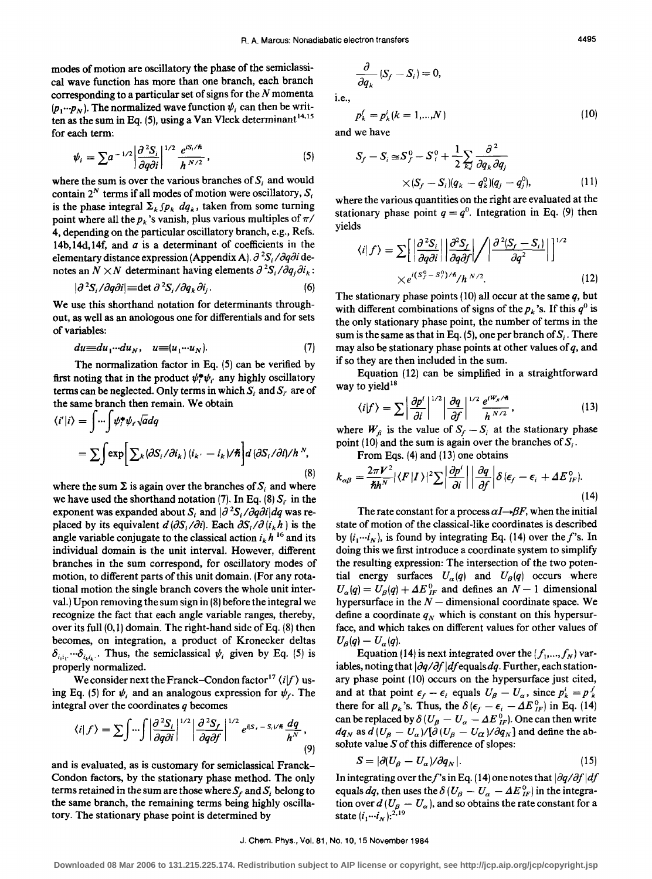modes of motion are oscillatory the phase of the semiclassical wave function has more than one branch, each branch corresponding to a particular set of signs for the $N$ momenta $(p_1 \cdots p_N)$. The normalized wave function $\psi_i$ can then be written as the sum in Eq. (5), using a Van Vleck determinant[14,15] for each term:

$$\psi_i = \sum a^{-1/2} \left| \frac{\partial^2 S_i}{\partial q \partial i} \right|^{1/2} \frac{e^{iS_i/\hbar}}{h^{N/2}}, \tag{5}$$

where the sum is over the various branches of $S_i$ and would contain $2^N$ terms if all modes of motion were oscillatory, $S_i$ is the phase integral $\Sigma_k \int p_k \, dq_k$, taken from some turning point where all the $p_k$'s vanish, plus various multiples of $\pi/4$, depending on the particular oscillatory branch, e.g., Refs. 14b,14d,14f, and $a$ is a determinant of coefficients in the elementary distance expression (Appendix A). $\partial^2 S_i/\partial q \partial i$ denotes an $N \times N$ determinant having elements $\partial^2 S_i/\partial q_j \partial i_k$:

$$|\partial^2 S_i/\partial q \partial i| \equiv \det \partial^2 S_i/\partial q_k \partial i_j. \tag{6}$$

We use this shorthand notation for determinants throughout, as well as an anologous one for differentials and for sets of variables:

$$du \equiv du_1 \cdots du_N, \quad u \equiv (u_1 \cdots u_N). \tag{7}$$

The normalization factor in Eq. (5) can be verified by first noting that in the product $\psi_i^* \psi_{i'}$ any highly oscillatory terms can be neglected. Only terms in which $S_i$ and $S_{i'}$ are of the same branch then remain. We obtain

$$\begin{aligned} \langle i' | i \rangle &= \int \cdots \int \psi_i^* \psi_{i'} \sqrt{a} dq \\ &= \sum \int \exp\left[ \sum_k (\partial S_i/\partial i_k)(i_{k'} - i_k)/\hbar \right] d(\partial S_i/\partial i)/h^N, \end{aligned} \tag{8}$$

where the sum $\Sigma$ is again over the branches of $S_i$ and where we have used the shorthand notation (7). In Eq. (8) $S_{i'}$ in the exponent was expanded about $S_i$ and $|\partial^2 S_i/\partial q \partial i| dq$ was replaced by its equivalent $d(\partial S_i/\partial i)$. Each $\partial S_i/\partial(i_k h)$ is the angle variable conjugate to the classical action $i_k h$ [16] and its individual domain is the unit interval. However, different branches in the sum correspond, for oscillatory modes of motion, to different parts of this unit domain. (For any rotational motion the single branch covers the whole unit interval.) Upon removing the sum sign in (8) before the integral we recognize the fact that each angle variable ranges, thereby, over its full (0,1) domain. The right-hand side of Eq. (8) then becomes, on integration, a product of Kronecker deltas $\delta_{i_1 i_{1'}} \cdots \delta_{i_k i_{k'}}$. Thus, the semiclassical $\psi_i$ given by Eq. (5) is properly normalized.

We consider next the Franck–Condon factor[17] $\langle i | f \rangle$ using Eq. (5) for $\psi_i$ and an analogous expression for $\psi_f$. The integral over the coordinates $q$ becomes

$$\langle i | f \rangle = \sum \int \cdots \int \left| \frac{\partial^2 S_i}{\partial q \partial i} \right|^{1/2} \left| \frac{\partial^2 S_f}{\partial q \partial f} \right|^{1/2} e^{i(S_f - S_i)/\hbar} \frac{dq}{h^N}, \tag{9}$$

and is evaluated, as is customary for semiclassical Franck–Condon factors, by the stationary phase method. The only terms retained in the sum are those where $S_f$ and $S_i$ belong to the same branch, the remaining terms being highly oscillatory. The stationary phase point is determined by

$$\frac{\partial}{\partial q_k}(S_f - S_i) = 0,$$

i.e.,

$$p_k^f = p_k^i \, (k = 1, \ldots, N) \tag{10}$$

and we have

$$S_f - S_i \cong S_f^0 - S_i^0 + \frac{1}{2} \sum_{k,j} \frac{\partial^2}{\partial q_k \partial q_j} \times (S_f - S_i)(q_k - q_k^0)(q_j - q_j^0), \tag{11}$$

where the various quantities on the right are evaluated at the stationary phase point $q = q^0$. Integration in Eq. (9) then yields

$$\langle i | f \rangle = \sum \left[ \left| \frac{\partial^2 S_i}{\partial q \partial i} \right| \left| \frac{\partial^2 S_f}{\partial q \partial f} \right| \bigg/ \left| \frac{\partial^2 (S_f - S_i)}{\partial q^2} \right| \right]^{1/2} \times e^{i(S_f^0 - S_i^0)/\hbar}/h^{N/2}. \tag{12}$$

The stationary phase points (10) all occur at the same $q$, but with different combinations of signs of the $p_k$'s. If this $q^0$ is the only stationary phase point, the number of terms in the sum is the same as that in Eq. (5), one per branch of $S_i$. There may also be stationary phase points at other values of $q$, and if so they are then included in the sum.

Equation (12) can be simplified in a straightforward way to yield[18]

$$\langle i | f \rangle = \sum \left| \frac{\partial p^i}{\partial i} \right|^{1/2} \left| \frac{\partial q}{\partial f} \right|^{1/2} \frac{e^{iW_{fi}/\hbar}}{h^{N/2}}, \tag{13}$$

where $W_{fi}$ is the value of $S_f - S_i$ at the stationary phase point (10) and the sum is again over the branches of $S_i$.

From Eqs. (4) and (13) one obtains

$$k_{\alpha\beta} = \frac{2\pi V^2}{\hbar h^N} |\langle F | I \rangle|^2 \sum \left| \frac{\partial p^i}{\partial i} \right| \left| \frac{\partial q}{\partial f} \right| \delta(\epsilon_f - \epsilon_i + \Delta E_{IF}^0). \tag{14}$$

The rate constant for a process $\alpha I \rightarrow \beta F$, when the initial state of motion of the classical-like coordinates is described by $(i_1 \cdots i_N)$, is found by integrating Eq. (14) over the $f$'s. In doing this we first introduce a coordinate system to simplify the resulting expression: The intersection of the two potential energy surfaces $U_\alpha(q)$ and $U_\beta(q)$ occurs where $U_\alpha(q) = U_\beta(q) + \Delta E_{IF}^0$ and defines an $N-1$ dimensional hypersurface in the $N$ – dimensional coordinate space. We define a coordinate $q_N$ which is constant on this hypersurface, and which takes on different values for other values of $U_\beta(q) - U_\alpha(q)$.

Equation (14) is next integrated over the $(f_1, \ldots, f_N)$ variables, noting that $|\partial q/\partial f| df$ equals $dq$. Further, each stationary phase point (10) occurs on the hypersurface just cited, and at that point $\epsilon_f - \epsilon_i$ equals $U_\beta - U_\alpha$, since $p_k^i = p_k^f$ there for all $p_k$'s. Thus, the $\delta(\epsilon_f - \epsilon_i - \Delta E_{IF}^0)$ in Eq. (14) can be replaced by $\delta(U_\beta - U_\alpha - \Delta E_{IF}^0)$. One can then write $dq_N$ as $d(U_\beta - U_\alpha)/[\partial(U_\beta - U_\alpha)/\partial q_N]$ and define the absolute value $S$ of this difference of slopes:

$$S = |\partial(U_\beta - U_\alpha)/\partial q_N|. \tag{15}$$

In integrating over the $f$'s in Eq. (14) one notes that $|\partial q/\partial f| df$ equals $dq$, then uses the $\delta(U_\beta - U_\alpha - \Delta E_{IF}^0)$ in the integration over $d(U_\beta - U_\alpha)$, and so obtains the rate constant for a state $(i_1 \cdots i_N)$:[2,19]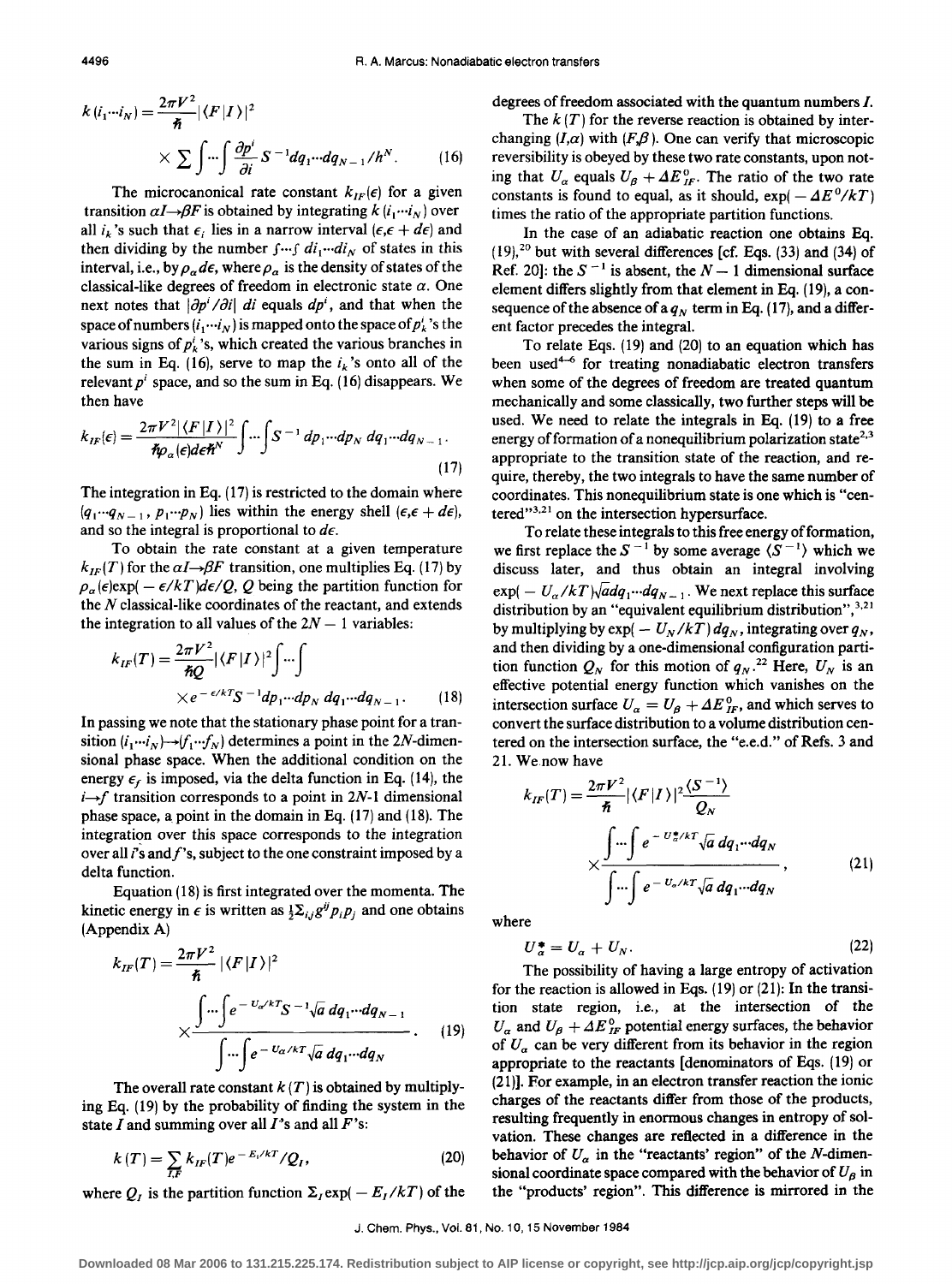$$k(i_1 \cdots i_N) = \frac{2\pi V^2}{\hbar} |\langle F | I \rangle|^2 \times \sum \int \cdots \int \frac{\partial p^i}{\partial i} S^{-1} dq_1 \cdots dq_{N-1}/h^N. \tag{16}$$

The microcanonical rate constant $k_{IF}(\epsilon)$ for a given transition $\alpha I \rightarrow \beta F$ is obtained by integrating $k(i_1 \cdots i_N)$ over all $i_k$'s such that $\epsilon_i$ lies in a narrow interval $(\epsilon, \epsilon + d\epsilon)$ and then dividing by the number $\int \cdots \int di_1 \cdots di_N$ of states in this interval, i.e., by $\rho_\alpha d\epsilon$, where $\rho_\alpha$ is the density of states of the classical-like degrees of freedom in electronic state $\alpha$. One next notes that $|\partial p^i/\partial i|\ di$ equals $dp^i$, and that when the space of numbers $(i_1 \cdots i_N)$ is mapped onto the space of $p_k^i$'s the various signs of $p_k^i$'s, which created the various branches in the sum in Eq. (16), serve to map the $i_k$'s onto all of the relevant $p^i$ space, and so the sum in Eq. (16) disappears. We then have

$$k_{IF}(\epsilon) = \frac{2\pi V^2 |\langle F | I \rangle|^2}{\hbar \rho_\alpha(\epsilon) d\epsilon h^N} \int \cdots \int S^{-1} dp_1 \cdots dp_N\ dq_1 \cdots dq_{N-1}. \tag{17}$$

The integration in Eq. (17) is restricted to the domain where $(q_1 \cdots q_{N-1}, p_1 \cdots p_N)$ lies within the energy shell $(\epsilon, \epsilon + d\epsilon)$, and so the integral is proportional to $d\epsilon$.

To obtain the rate constant at a given temperature $k_{IF}(T)$ for the $\alpha I \rightarrow \beta F$ transition, one multiplies Eq. (17) by $\rho_\alpha(\epsilon) \exp(-\epsilon/kT) d\epsilon / Q$, $Q$ being the partition function for the $N$ classical-like coordinates of the reactant, and extends the integration to all values of the $2N-1$ variables:

$$k_{IF}(T) = \frac{2\pi V^2}{\hbar Q} |\langle F | I \rangle|^2 \int \cdots \int \times e^{-\epsilon/kT} S^{-1} dp_1 \cdots dp_N\ dq_1 \cdots dq_{N-1}. \tag{18}$$

In passing we note that the stationary phase point for a transition $(i_1 \cdots i_N) \rightarrow (f_1 \cdots f_N)$ determines a point in the $2N$-dimensional phase space. When the additional condition on the energy $\epsilon_f$ is imposed, via the delta function in Eq. (14), the $i \rightarrow f$ transition corresponds to a point in $2N$-1 dimensional phase space, a point in the domain in Eq. (17) and (18). The integration over this space corresponds to the integration over all $i$'s and $f$'s, subject to the one constraint imposed by a delta function.

Equation (18) is first integrated over the momenta. The kinetic energy in $\epsilon$ is written as $\frac{1}{2}\sum_{i,j} g^{ij} p_i p_j$ and one obtains (Appendix A)

$$k_{IF}(T) = \frac{2\pi V^2}{\hbar} |\langle F | I \rangle|^2 \times \frac{\int \cdots \int e^{-U_\alpha/kT} S^{-1} \sqrt{a}\ dq_1 \cdots dq_{N-1}}{\int \cdots \int e^{-U_\alpha/kT} \sqrt{a}\ dq_1 \cdots dq_N}. \tag{19}$$

The overall rate constant $k(T)$ is obtained by multiplying Eq. (19) by the probability of finding the system in the state $I$ and summing over all $I$'s and all $F$'s:

$$k(T) = \sum_{I,F} k_{IF}(T) e^{-E_I/kT} / Q_I, \tag{20}$$

where $Q_I$ is the partition function $\Sigma_I \exp(-E_I/kT)$ of the degrees of freedom associated with the quantum numbers $I$.

The $k(T)$ for the reverse reaction is obtained by interchanging $(I, \alpha)$ with $(F, \beta)$. One can verify that microscopic reversibility is obeyed by these two rate constants, upon noting that $U_\alpha$ equals $U_\beta + \Delta E_{IF}^0$. The ratio of the two rate constants is found to equal, as it should, $\exp(-\Delta E^0/kT)$ times the ratio of the appropriate partition functions.

In the case of an adiabatic reaction one obtains Eq. (19),[20] but with several differences [cf. Eqs. (33) and (34) of Ref. 20]: the $S^{-1}$ is absent, the $N-1$ dimensional surface element differs slightly from that element in Eq. (19), a consequence of the absence of a $q_N$ term in Eq. (17), and a different factor precedes the integral.

To relate Eqs. (19) and (20) to an equation which has been used[4-6] for treating nonadiabatic electron transfers when some of the degrees of freedom are treated quantum mechanically and some classically, two further steps will be used. We need to relate the integrals in Eq. (19) to a free energy of formation of a nonequilibrium polarization state[2,3] appropriate to the transition state of the reaction, and require, thereby, the two integrals to have the same number of coordinates. This nonequilibrium state is one which is "centered"[3,21] on the intersection hypersurface.

To relate these integrals to this free energy of formation, we first replace the $S^{-1}$ by some average $\langle S^{-1} \rangle$ which we discuss later, and thus obtain an integral involving $\exp(-U_\alpha/kT)\sqrt{a} dq_1 \cdots dq_{N-1}$. We next replace this surface distribution by an "equivalent equilibrium distribution",[3,21] by multiplying by $\exp(-U_N/kT)\, dq_N$, integrating over $q_N$, and then dividing by a one-dimensional configuration partition function $Q_N$ for this motion of $q_N$.[22] Here, $U_N$ is an effective potential energy function which vanishes on the intersection surface $U_\alpha = U_\beta + \Delta E_{IF}^0$, and which serves to convert the surface distribution to a volume distribution centered on the intersection surface, the "e.e.d." of Refs. 3 and 21. We now have

$$k_{IF}(T) = \frac{2\pi V^2}{\hbar} |\langle F | I \rangle|^2 \frac{\langle S^{-1} \rangle}{Q_N} \times \frac{\int \cdots \int e^{-U_\alpha^*/kT} \sqrt{a}\ dq_1 \cdots dq_N}{\int \cdots \int e^{-U_\alpha/kT} \sqrt{a}\ dq_1 \cdots dq_N}, \tag{21}$$

where

$$U_\alpha^* = U_\alpha + U_N. \tag{22}$$

The possibility of having a large entropy of activation for the reaction is allowed in Eqs. (19) or (21): In the transition state region, i.e., at the intersection of the $U_\alpha$ and $U_\beta + \Delta E_{IF}^0$ potential energy surfaces, the behavior of $U_\alpha$ can be very different from its behavior in the region appropriate to the reactants [denominators of Eqs. (19) or (21)]. For example, in an electron transfer reaction the ionic charges of the reactants differ from those of the products, resulting frequently in enormous changes in entropy of solvation. These changes are reflected in a difference in the behavior of $U_\alpha$ in the "reactants' region" of the $N$-dimensional coordinate space compared with the behavior of $U_\beta$ in the "products' region". This difference is mirrored in the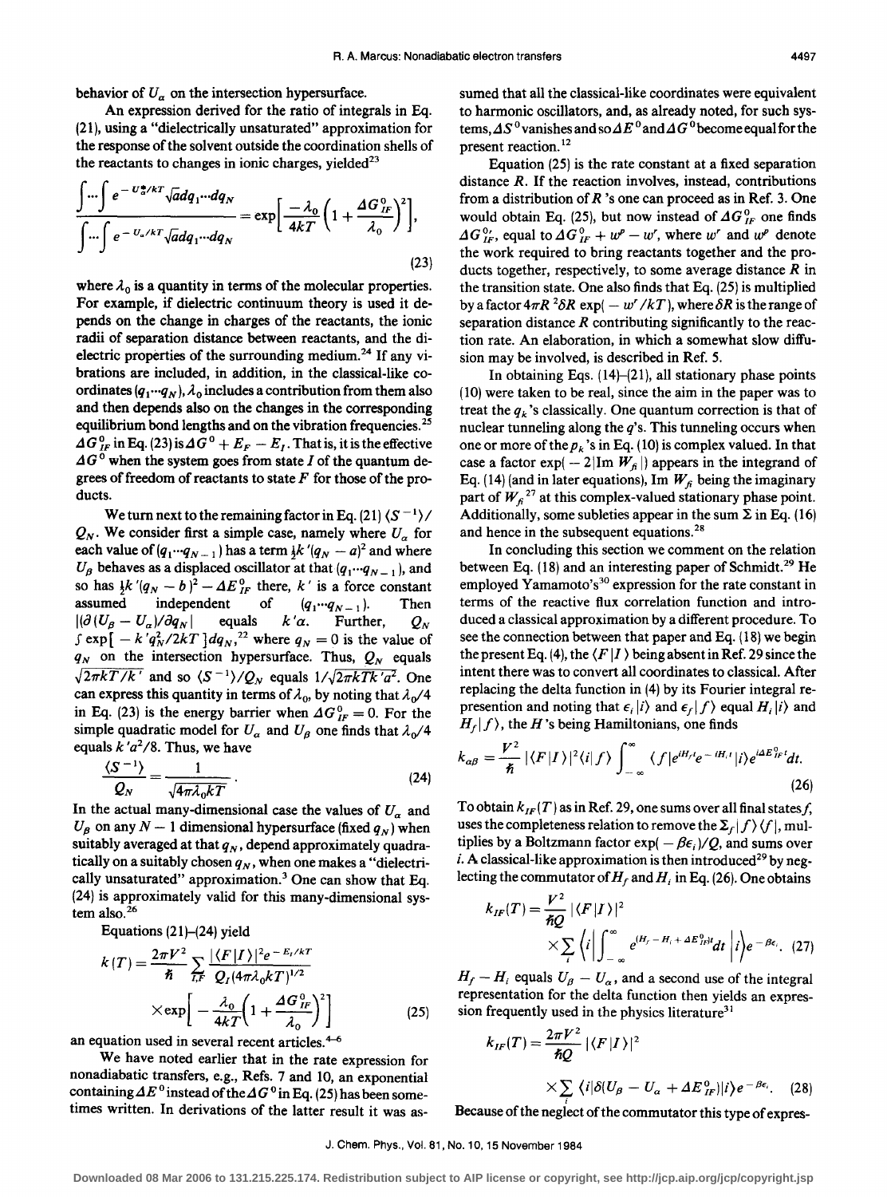behavior of $U_\alpha$ on the intersection hypersurface.

An expression derived for the ratio of integrals in Eq. (21), using a "dielectrically unsaturated" approximation for the response of the solvent outside the coordination shells of the reactants to changes in ionic charges, yielded[23]

$$\frac{\int \cdots \int e^{-U_\alpha^*/kT}\sqrt{a}dq_1 \cdots dq_N}{\int \cdots \int e^{-U_\alpha/kT}\sqrt{a}dq_1 \cdots dq_N} = \exp\left[\frac{-\lambda_0}{4kT}\left(1+\frac{\Delta G_{IF}^0}{\lambda_0}\right)^2\right], \tag{23}$$

where $\lambda_0$ is a quantity in terms of the molecular properties. For example, if dielectric continuum theory is used it depends on the change in charges of the reactants, the ionic radii of separation distance between reactants, and the dielectric properties of the surrounding medium.[24] If any vibrations are included, in addition, in the classical-like coordinates $(q_1 \cdots q_N)$, $\lambda_0$ includes a contribution from them also and then depends also on the changes in the corresponding equilibrium bond lengths and on the vibration frequencies.[25] $\Delta G_{IF}^0$ in Eq. (23) is $\Delta G^0 + E_F - E_I$. That is, it is the effective $\Delta G^0$ when the system goes from state $I$ of the quantum degrees of freedom of reactants to state $F$ for those of the products.

We turn next to the remaining factor in Eq. (21) $\langle S^{-1}\rangle / Q_N$. We consider first a simple case, namely where $U_\alpha$ for each value of $(q_1 \cdots q_{N-1})$ has a term $\frac{1}{2}k'(q_N - a)^2$ and where $U_\beta$ behaves as a displaced oscillator at that $(q_1 \cdots q_{N-1})$, and so has $\frac{1}{2}k'(q_N - b)^2 - \Delta E_{IF}^0$ there, $k'$ is a force constant assumed independent of $(q_1 \cdots q_{N-1})$. Then $|(\partial(U_\beta - U_\alpha)/\partial q_N|$ equals $k'\alpha$. Further, $Q_N$ $\int \exp[-k'q_N^2/2kT]dq_N$,[22] where $q_N = 0$ is the value of $q_N$ on the intersection hypersurface. Thus, $Q_N$ equals $\sqrt{2\pi kT/k'}$ and so $\langle S^{-1}\rangle / Q_N$ equals $1/\sqrt{2\pi kTk'a^2}$. One can express this quantity in terms of $\lambda_0$, by noting that $\lambda_0/4$ in Eq. (23) is the energy barrier when $\Delta G_{IF}^0 = 0$. For the simple quadratic model for $U_\alpha$ and $U_\beta$ one finds that $\lambda_0/4$ equals $k'a^2/8$. Thus, we have

$$\frac{\langle S^{-1}\rangle}{Q_N} = \frac{1}{\sqrt{4\pi\lambda_0 kT}}. \tag{24}$$

In the actual many-dimensional case the values of $U_\alpha$ and $U_\beta$ on any $N-1$ dimensional hypersurface (fixed $q_N$) when suitably averaged at that $q_N$, depend approximately quadratically on a suitably chosen $q_N$, when one makes a "dielectrically unsaturated" approximation.[3] One can show that Eq. (24) is approximately valid for this many-dimensional system also.[26]

Equations (21)–(24) yield

$$k(T) = \frac{2\pi V^2}{\hbar}\sum_{I,F}\frac{|\langle F|I\rangle|^2 e^{-E_I/kT}}{Q_I(4\pi\lambda_0 kT)^{1/2}} \times \exp\left[-\frac{\lambda_0}{4kT}\left(1+\frac{\Delta G_{IF}^0}{\lambda_0}\right)^2\right] \tag{25}$$

an equation used in several recent articles.[4–6]

We have noted earlier that in the rate expression for nonadiabatic transfers, e.g., Refs. 7 and 10, an exponential containing $\Delta E^0$ instead of the $\Delta G^0$ in Eq. (25) has been sometimes written. In derivations of the latter result it was assumed that all the classical-like coordinates were equivalent to harmonic oscillators, and, as already noted, for such systems, $\Delta S^0$ vanishes and so $\Delta E^0$ and $\Delta G^0$ become equal for the present reaction.[12]

Equation (25) is the rate constant at a fixed separation distance $R$. If the reaction involves, instead, contributions from a distribution of $R$'s one can proceed as in Ref. 3. One would obtain Eq. (25), but now instead of $\Delta G_{IF}^0$ one finds $\Delta G_{IF}^{0r}$, equal to $\Delta G_{IF}^0 + w^p - w^r$, where $w^r$ and $w^p$ denote the work required to bring reactants together and the products together, respectively, to some average distance $R$ in the transition state. One also finds that Eq. (25) is multiplied by a factor $4\pi R^2 \delta R \exp(-w^r/kT)$, where $\delta R$ is the range of separation distance $R$ contributing significantly to the reaction rate. An elaboration, in which a somewhat slow diffusion may be involved, is described in Ref. 5.

In obtaining Eqs. (14)–(21), all stationary phase points (10) were taken to be real, since the aim in the paper was to treat the $q_k$'s classically. One quantum correction is that of nuclear tunneling along the $q$'s. This tunneling occurs when one or more of the $p_k$'s in Eq. (10) is complex valued. In that case a factor $\exp(-2|\mathrm{Im}\, W_{fi}|)$ appears in the integrand of Eq. (14) (and in later equations), $\mathrm{Im}\, W_{fi}$ being the imaginary part of $W_{fi}$[27] at this complex-valued stationary phase point. Additionally, some subleties appear in the sum $\Sigma$ in Eq. (16) and hence in the subsequent equations.[28]

In concluding this section we comment on the relation between Eq. (18) and an interesting paper of Schmidt.[29] He employed Yamamoto's[30] expression for the rate constant in terms of the reactive flux correlation function and introduced a classical approximation by a different procedure. To see the connection between that paper and Eq. (18) we begin the present Eq. (4), the $\langle F|I\rangle$ being absent in Ref. 29 since the intent there was to convert all coordinates to classical. After replacing the delta function in (4) by its Fourier integral representation and noting that $\epsilon_i|i\rangle$ and $\epsilon_f|f\rangle$ equal $H_i|i\rangle$ and $H_f|f\rangle$, the $H$'s being Hamiltonians, one finds

$$k_{\alpha\beta} = \frac{V^2}{\hbar}|\langle F|I\rangle|^2\langle i|f\rangle\int_{-\infty}^{\infty}\langle f|e^{iH_f t}e^{-iH_i t}|i\rangle e^{i\Delta E_{IF}^0 t}dt. \tag{26}$$

To obtain $k_{IF}(T)$ as in Ref. 29, one sums over all final states $f$, uses the completeness relation to remove the $\Sigma_f|f\rangle\langle f|$, multiplies by a Boltzmann factor $\exp(-\beta\epsilon_i)/Q$, and sums over $i$. A classical-like approximation is then introduced[29] by neglecting the commutator of $H_f$ and $H_i$ in Eq. (26). One obtains

$$k_{IF}(T) = \frac{V^2}{\hbar Q}|\langle F|I\rangle|^2 \times \sum_i\left\langle i\left|\int_{-\infty}^{\infty}e^{(H_f - H_i + \Delta E_{IF}^0)t}dt\right|i\right\rangle e^{-\beta\epsilon_i}. \tag{27}$$

$H_f - H_i$ equals $U_\beta - U_\alpha$, and a second use of the integral representation for the delta function then yields an expression frequently used in the physics literature[31]

$$k_{IF}(T) = \frac{2\pi V^2}{\hbar Q}|\langle F|I\rangle|^2 \times \sum_i\langle i|\delta(U_\beta - U_\alpha + \Delta E_{IF}^0)|i\rangle e^{-\beta\epsilon_i}. \tag{28}$$

Because of the neglect of the commutator this type of expres-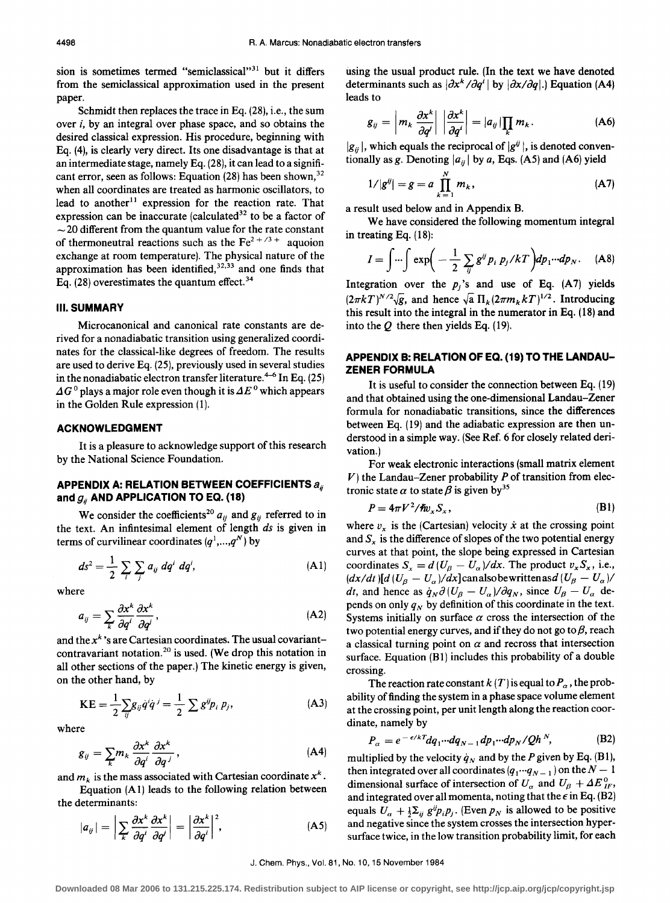sion is sometimes termed "semiclassical"[31] but it differs from the semiclassical approximation used in the present paper.

Schmidt then replaces the trace in Eq. (28), i.e., the sum over $i$, by an integral over phase space, and so obtains the desired classical expression. His procedure, beginning with Eq. (4), is clearly very direct. Its one disadvantage is that at an intermediate stage, namely Eq. (28), it can lead to a significant error, seen as follows: Equation (28) has been shown,[32] when all coordinates are treated as harmonic oscillators, to lead to another[11] expression for the reaction rate. That expression can be inaccurate (calculated[32] to be a factor of $\sim 20$ different from the quantum value for the rate constant of thermoneutral reactions such as the $Fe^{2+/3+}$ aquoion exchange at room temperature). The physical nature of the approximation has been identified,[32,33] and one finds that Eq. (28) overestimates the quantum effect.[34]

## III. SUMMARY

Microcanonical and canonical rate constants are derived for a nonadiabatic transition using generalized coordinates for the classical-like degrees of freedom. The results are used to derive Eq. (25), previously used in several studies in the nonadiabatic electron transfer literature.[4-6] In Eq. (25) $\Delta G^0$ plays a major role even though it is $\Delta E^0$ which appears in the Golden Rule expression (1).

## ACKNOWLEDGMENT

It is a pleasure to acknowledge support of this research by the National Science Foundation.

## APPENDIX A: RELATION BETWEEN COEFFICIENTS $a_{ij}$ and $g_{ij}$ AND APPLICATION TO EQ. (18)

We consider the coefficients[20] $a_{ij}$ and $g_{ij}$ referred to in the text. An infintesimal element of length $ds$ is given in terms of curvilinear coordinates $(q^1,...,q^N)$ by

$$ds^2 = \frac{1}{2}\sum_i \sum_j a_{ij}\, dq^i\, dq^j, \tag{A1}$$

where

$$a_{ij} = \sum_k \frac{\partial x^k}{\partial q^i}\frac{\partial x^k}{\partial q^j}, \tag{A2}$$

and the $x^k$'s are Cartesian coordinates. The usual covariant–contravariant notation.[20] is used. (We drop this notation in all other sections of the paper.) The kinetic energy is given, on the other hand, by

$$\text{KE} = \frac{1}{2}\sum_{ij} g_{ij}\dot{q}^i\dot{q}^j = \frac{1}{2}\sum g^{ij}p_i\, p_j, \tag{A3}$$

where

$$g_{ij} = \sum_k m_k \frac{\partial x^k}{\partial q^i}\frac{\partial x^k}{\partial q^j}, \tag{A4}$$

and $m_k$ is the mass associated with Cartesian coordinate $x^k$.

Equation (A1) leads to the following relation between the determinants:

$$|a_{ij}| = \left|\sum_k \frac{\partial x^k}{\partial q^i}\frac{\partial x^k}{\partial q^j}\right| = \left|\frac{\partial x^k}{\partial q^i}\right|^2, \tag{A5}$$

using the usual product rule. (In the text we have denoted determinants such as $|\partial x^k/\partial q^i|$ by $|\partial x/\partial q|$.) Equation (A4) leads to

$$g_{ij} = \left|m_k \frac{\partial x^k}{\partial q^i}\right| \left|\frac{\partial x^k}{\partial q^i}\right| = |a_{ij}| \prod_k m_k. \tag{A6}$$

$|g_{ij}|$, which equals the reciprocal of $|g^{ij}|$, is denoted conventionally as $g$. Denoting $|a_{ij}|$ by $a$, Eqs. (A5) and (A6) yield

$$1/|g^{ij}| = g = a\prod_{k=1}^{N} m_k, \tag{A7}$$

a result used below and in Appendix B.

We have considered the following momentum integral in treating Eq. (18):

$$I = \int \cdots \int \exp\left(-\frac{1}{2}\sum_{ij} g^{ij}p_i\, p_j/kT\right) dp_1 \cdots dp_N. \tag{A8}$$

Integration over the $p_j$'s and use of Eq. (A7) yields $(2\pi kT)^{N/2}\sqrt{g}$, and hence $\sqrt{a}\,\Pi_k(2\pi m_k kT)^{1/2}$. Introducing this result into the integral in the numerator in Eq. (18) and into the $Q$ there then yields Eq. (19).

## APPENDIX B: RELATION OF EQ. (19) TO THE LANDAU–ZENER FORMULA

It is useful to consider the connection between Eq. (19) and that obtained using the one-dimensional Landau–Zener formula for nonadiabatic transitions, since the differences between Eq. (19) and the adiabatic expression are then understood in a simple way. (See Ref. 6 for closely related derivation.)

For weak electronic interactions (small matrix element $V$) the Landau–Zener probability $P$ of transition from electronic state $\alpha$ to state $\beta$ is given by[35]

$$P = 4\pi V^2/\hbar v_x S_x, \tag{B1}$$

where $v_x$ is the (Cartesian) velocity $\dot{x}$ at the crossing point and $S_x$ is the difference of slopes of the two potential energy curves at that point, the slope being expressed in Cartesian coordinates $S_x = d(U_\beta - U_\alpha)/dx$. The product $v_x S_x$, i.e., $(dx/dt)[d(U_\beta - U_\alpha)/dx]$ can also be written as $d(U_\beta - U_\alpha)/dt$, and hence as $\dot{q}_N \partial(U_\beta - U_\alpha)/\partial q_N$, since $U_\beta - U_\alpha$ depends on only $q_N$ by definition of this coordinate in the text. Systems initially on surface $\alpha$ cross the intersection of the two potential energy curves, and if they do not go to $\beta$, reach a classical turning point on $\alpha$ and recross that intersection surface. Equation (B1) includes this probability of a double crossing.

The reaction rate constant $k(T)$ is equal to $P_\alpha$, the probability of finding the system in a phase space volume element at the crossing point, per unit length along the reaction coordinate, namely by

$$P_\alpha = e^{-\epsilon/kT} dq_1 \cdots dq_{N-1}\, dp_1 \cdots dp_N / Qh^N, \tag{B2}$$

multiplied by the velocity $\dot{q}_N$ and by the $P$ given by Eq. (B1), then integrated over all coordinates $(q_1 \cdots q_{N-1})$ on the $N-1$ dimensional surface of intersection of $U_\alpha$ and $U_\beta + \Delta E^0_{IF}$, and integrated over all momenta, noting that the $\epsilon$ in Eq. (B2) equals $U_\alpha + \frac{1}{2}\Sigma_{ij}\, g^{ij}p_i p_j$. (Even $p_N$ is allowed to be positive and negative since the system crosses the intersection hypersurface twice, in the low transition probability limit, for each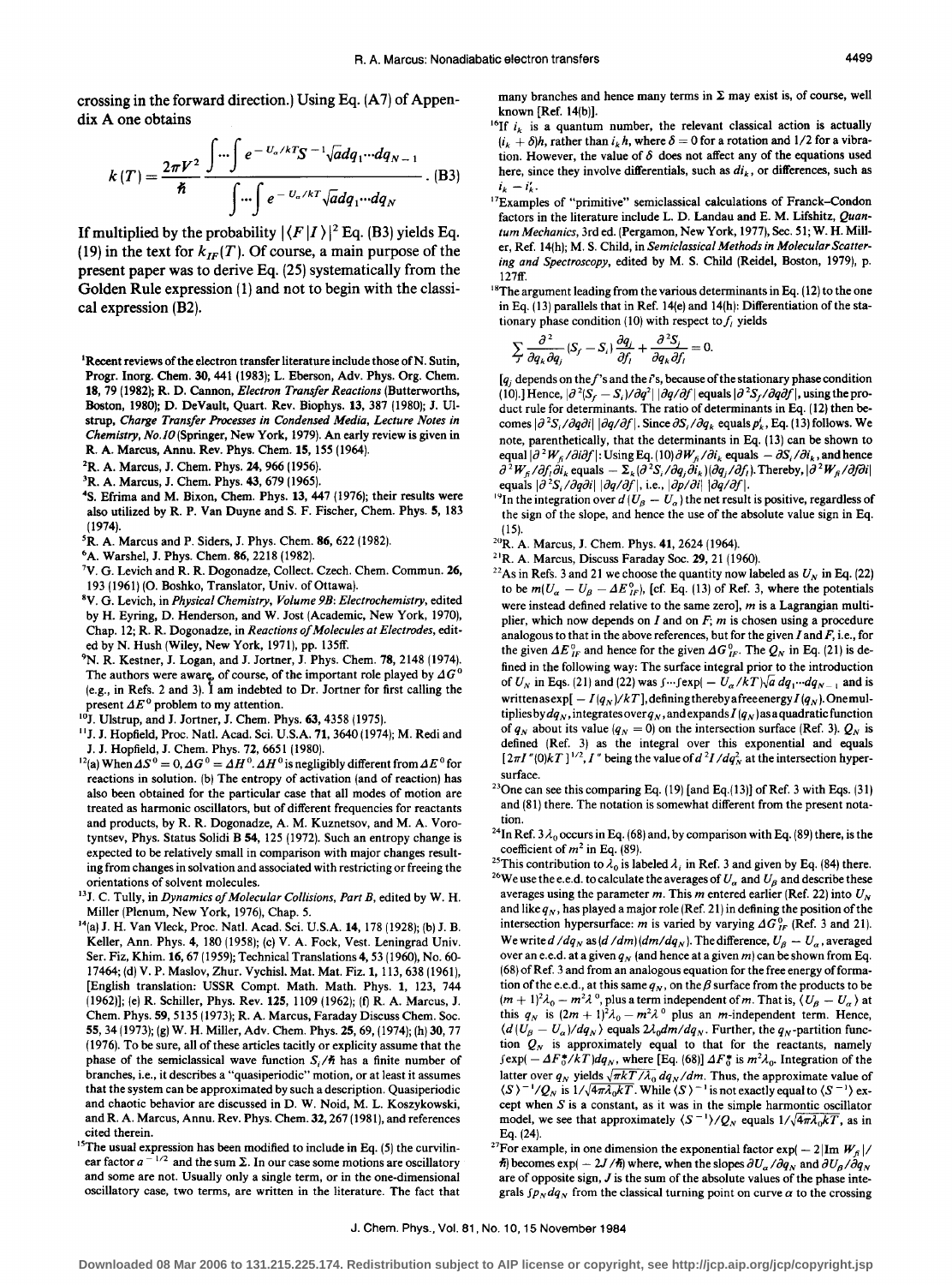crossing in the forward direction.) Using Eq. (A7) of Appendix A one obtains

$$k(T) = \frac{2\pi V^2}{\hbar} \frac{\int \cdots \int e^{-U_\alpha/kT} S^{-1} \sqrt{a}\, dq_1 \cdots dq_{N-1}}{\int \cdots \int e^{-U_\alpha/kT} \sqrt{a}\, dq_1 \cdots dq_N}. \quad \text{(B3)}$$

If multiplied by the probability $|\langle F|I\rangle|^2$ Eq. (B3) yields Eq. (19) in the text for $k_{IF}(T)$. Of course, a main purpose of the present paper was to derive Eq. (25) systematically from the Golden Rule expression (1) and not to begin with the classical expression (B2).

[1] Recent reviews of the electron transfer literature include those of N. Sutin, Progr. Inorg. Chem. **30**, 441 (1983); L. Eberson, Adv. Phys. Org. Chem. **18**, 79 (1982); R. D. Cannon, *Electron Transfer Reactions* (Butterworths, Boston, 1980); D. DeVault, Quart. Rev. Biophys. **13**, 387 (1980); J. Ulstrup, *Charge Transfer Processes in Condensed Media, Lecture Notes in Chemistry, No.10* (Springer, New York, 1979). An early review is given in R. A. Marcus, Annu. Rev. Phys. Chem. **15**, 155 (1964).

[2] R. A. Marcus, J. Chem. Phys. **24**, 966 (1956).

[3] R. A. Marcus, J. Chem. Phys. **43**, 679 (1965).

[4] S. Efrima and M. Bixon, Chem. Phys. **13**, 447 (1976); their results were also utilized by R. P. Van Duyne and S. F. Fischer, Chem. Phys. **5**, 183 (1974).

[5] R. A. Marcus and P. Siders, J. Phys. Chem. **86**, 622 (1982).

[6] A. Warshel, J. Phys. Chem. **86**, 2218 (1982).

[7] V. G. Levich and R. R. Dogonadze, Collect. Czech. Chem. Commun. **26**, 193 (1961) (O. Boshko, Translator, Univ. of Ottawa).

[8] V. G. Levich, in *Physical Chemistry, Volume 9B: Electrochemistry*, edited by H. Eyring, D. Henderson, and W. Jost (Academic, New York, 1970), Chap. 12; R. R. Dogonadze, in *Reactions of Molecules at Electrodes*, edited by N. Hush (Wiley, New York, 1971), pp. 135ff.

[9] N. R. Kestner, J. Logan, and J. Jortner, J. Phys. Chem. **78**, 2148 (1974). The authors were aware, of course, of the important role played by $\Delta G^0$ (e.g., in Refs. 2 and 3). I am indebted to Dr. Jortner for first calling the present $\Delta E^0$ problem to my attention.

[10] J. Ulstrup and J. Jortner, J. Chem. Phys. **63**, 4358 (1975).

[11] J. J. Hopfield, Proc. Natl. Acad. Sci. U.S.A. **71**, 3640 (1974); M. Redi and J. J. Hopfield, J. Chem. Phys. **72**, 6651 (1980).

[12] (a) When $\Delta S^0 = 0$, $\Delta G^0 = \Delta H^0$. $\Delta H^0$ is negligibly different from $\Delta E^0$ for reactions in solution. (b) The entropy of activation (and of reaction) has also been obtained for the particular case that all modes of motion are treated as harmonic oscillators, but of different frequencies for reactants and products, by R. R. Dogonadze, A. M. Kuznetsov, and M. A. Vorotyntsev, Phys. Status Solidi B **54**, 125 (1972). Such an entropy change is expected to be relatively small in comparison with major changes resulting from changes in solvation and associated with restricting or freeing the orientations of solvent molecules.

[13] J. C. Tully, in *Dynamics of Molecular Collisions, Part B*, edited by W. H. Miller (Plenum, New York, 1976), Chap. 5.

[14] (a) J. H. Van Vleck, Proc. Natl. Acad. Sci. U.S.A. **14**, 178 (1928); (b) J. B. Keller, Ann. Phys. **4**, 180 (1958); (c) V. A. Fock, Vest. Leningrad Univ. Ser. Fiz, Khim. **16**, 67 (1959); Technical Translations **4**, 53 (1960), No. 60-17464; (d) V. P. Maslov, Zhur. Vychisl. Mat. Mat. Fiz. **1**, 113, 638 (1961), [English translation: USSR Compt. Math. Math. Phys. **1**, 123, 744 (1962)]; (e) R. Schiller, Phys. Rev. **125**, 1109 (1962); (f) R. A. Marcus, J. Chem. Phys. **59**, 5135 (1973); R. A. Marcus, Faraday Discuss Chem. Soc. **55**, 34 (1973); (g) W. H. Miller, Adv. Chem. Phys. **25**, 69, (1974); (h) **30**, 77 (1976). To be sure, all of these articles tacitly or explicity assume that the phase of the semiclassical wave function $S_i/\hbar$ has a finite number of branches, i.e., it describes a "quasiperiodic" motion, or at least it assumes that the system can be approximated by such a description. Quasiperiodic and chaotic behavior are discussed in D. W. Noid, M. L. Koszykowski, and R. A. Marcus, Annu. Rev. Phys. Chem. **32**, 267 (1981), and references cited therein.

[15] The usual expression has been modified to include in Eq. (5) the curvilinear factor $a^{-1/2}$ and the sum $\Sigma$. In our case some motions are oscillatory and some are not. Usually only a single term, or in the one-dimensional oscillatory case, two terms, are written in the literature. The fact that many branches and hence many terms in $\Sigma$ may exist is, of course, well known [Ref. 14(b)].

[16] If $i_k$ is a quantum number, the relevant classical action is actually $(i_k + \delta)h$, rather than $i_k h$, where $\delta = 0$ for a rotation and 1/2 for a vibration. However, the value of $\delta$ does not affect any of the equations used here, since they involve differentials, such as $di_k$, or differences, such as $i_k - i'_k$.

[17] Examples of "primitive" semiclassical calculations of Franck–Condon factors in the literature include L. D. Landau and E. M. Lifshitz, *Quantum Mechanics*, 3rd ed. (Pergamon, New York, 1977), Sec. 51; W. H. Miller, Ref. 14(h); M. S. Child, in *Semiclassical Methods in Molecular Scattering and Spectroscopy*, edited by M. S. Child (Reidel, Boston, 1979), p. 127ff.

[18] The argument leading from the various determinants in Eq. (12) to the one in Eq. (13) parallels that in Ref. 14(e) and 14(h): Differentiation of the stationary phase condition (10) with respect to $f_l$ yields

$$\sum_j \frac{\partial^2}{\partial q_k \partial q_j}(S_f - S_i)\frac{\partial q_j}{\partial f_l} + \frac{\partial^2 S_f}{\partial q_k \partial f_l} = 0.$$

[$q_j$ depends on the $f$'s and the $i$'s, because of the stationary phase condition (10).] Hence, $|\partial^2(S_f - S_i)/\partial q^2|\,|\partial q/\partial f|$ equals $|\partial^2 S_f/\partial q \partial f|$, using the product rule for determinants. The ratio of determinants in Eq. (12) then becomes $|\partial^2 S_i/\partial q \partial i|\,|\partial q/\partial f|$. Since $\partial S_i/\partial q_k$ equals $p_k^i$, Eq. (13) follows. We note, parenthetically, that the determinants in Eq. (13) can be shown to equal $|\partial^2 W_{fi}/\partial i \partial f|$: Using Eq. (10) $\partial W_{fi}/\partial i_k$ equals $-\partial S_i/\partial i_k$, and hence $\partial^2 W_{fi}/\partial f_l \partial i_k$ equals $-\Sigma_k(\partial^2 S_i/\partial q_j \partial i_k)(\partial q_j/\partial f_l)$. Thereby, $|\partial^2 W_{fi}/\partial f \partial i|$ equals $|\partial^2 S_i/\partial q \partial i|\,|\partial q/\partial f|$, i.e., $|\partial p/\partial i|\,|\partial q/\partial f|$.

[19] In the integration over $d(U_\beta - U_\alpha)$ the net result is positive, regardless of the sign of the slope, and hence the use of the absolute value sign in Eq. (15).

[20] R. A. Marcus, J. Chem. Phys. **41**, 2624 (1964).

[21] R. A. Marcus, Discuss Faraday Soc. **29**, 21 (1960).

[22] As in Refs. 3 and 21 we choose the quantity now labeled as $U_N$ in Eq. (22) to be $m(U_\alpha - U_\beta - \Delta E^0_{IF})$, [cf. Eq. (13) of Ref. 3, where the potentials were instead defined relative to the same zero], $m$ is a Lagrangian multiplier, which now depends on $I$ and on $F$; $m$ is chosen using a procedure analogous to that in the above references, but for the given $I$ and $F$, i.e., for the given $\Delta E^0_{IF}$ and hence for the given $\Delta G^0_{IF}$. The $Q_N$ in Eq. (21) is defined in the following way: The surface integral prior to the introduction of $U_N$ in Eqs. (21) and (22) was $\int \cdots \int \exp(-U_\alpha/kT)\sqrt{a}\, dq_1 \cdots dq_{N-1}$ and is written as $\exp[-I(q_N)/kT]$, defining thereby a free energy $I(q_N)$. One multiplies by $dq_N$, integrates over $q_N$, and expands $I(q_N)$ as a quadratic function of $q_N$ about its value ($q_N = 0$) on the intersection surface (Ref. 3). $Q_N$ is defined (Ref. 3) as the integral over this exponential and equals $[2\pi I''(0)kT]^{1/2}$, $I''$ being the value of $d^2I/dq_N^2$ at the intersection hypersurface.

[23] One can see this comparing Eq. (19) [and Eq.(13)] of Ref. 3 with Eqs. (31) and (81) there. The notation is somewhat different from the present notation.

[24] In Ref. 3 $\lambda_0$ occurs in Eq. (68) and, by comparison with Eq. (89) there, is the coefficient of $m^2$ in Eq. (89).

[25] This contribution to $\lambda_0$ is labeled $\lambda_i$ in Ref. 3 and given by Eq. (84) there.

[26] We use the e.e.d. to calculate the averages of $U_\alpha$ and $U_\beta$ and describe these averages using the parameter $m$. This $m$ entered earlier (Ref. 22) into $U_N$ and like $q_N$, has played a major role (Ref. 21) in defining the position of the intersection hypersurface: $m$ is varied by varying $\Delta G^0_{IF}$ (Ref. 3 and 21). We write $d/dq_N$ as $(d/dm)(dm/dq_N)$. The difference, $U_\beta - U_\alpha$, averaged over an e.e.d. at a given $q_N$ (and hence at a given $m$) can be shown from Eq. (68) of Ref. 3 and from an analogous equation for the free energy of formation of the e.e.d., at this same $q_N$, on the $\beta$ surface from the products to be $(m+1)^2\lambda_0 - m^2\lambda^0$, plus a term independent of $m$. That is, $\langle U_\beta - U_\alpha\rangle$ at this $q_N$ is $(2m+1)^2\lambda_0 - m^2\lambda^0$ plus an $m$-independent term. Hence, $\langle d(U_\beta - U_\alpha)/dq_N\rangle$ equals $2\lambda_0 dm/dq_N$. Further, the $q_N$-partition function $Q_N$ is approximately equal to that for the reactants, namely $\int \exp(-\Delta F_0^*/kT)dq_N$, where [Eq. (68)] $\Delta F_0^*$ is $m^2\lambda_0$. Integration of the latter over $q_N$ yields $\sqrt{\pi kT/\lambda_0}\, dq_N/dm$. Thus, the approximate value of $\langle S\rangle^{-1}/Q_N$ is $1/\sqrt{4\pi\lambda_0 kT}$. While $\langle S\rangle^{-1}$ is not exactly equal to $\langle S^{-1}\rangle$ except when $S$ is a constant, as it was in the simple harmonic oscillator model, we see that approximately $\langle S^{-1}\rangle/Q_N$ equals $1/\sqrt{4\pi\lambda_0 kT}$, as in Eq. (24).

[27] For example, in one dimension the exponential factor $\exp(-2|\text{Im } W_{fi}|/\hbar)$ becomes $\exp(-2J/\hbar)$ where, when the slopes $\partial U_\alpha/\partial q_N$ and $\partial U_\beta/\partial q_N$ are of opposite sign, $J$ is the sum of the absolute values of the phase integrals $\int p_N dq_N$ from the classical turning point on curve $\alpha$ to the crossing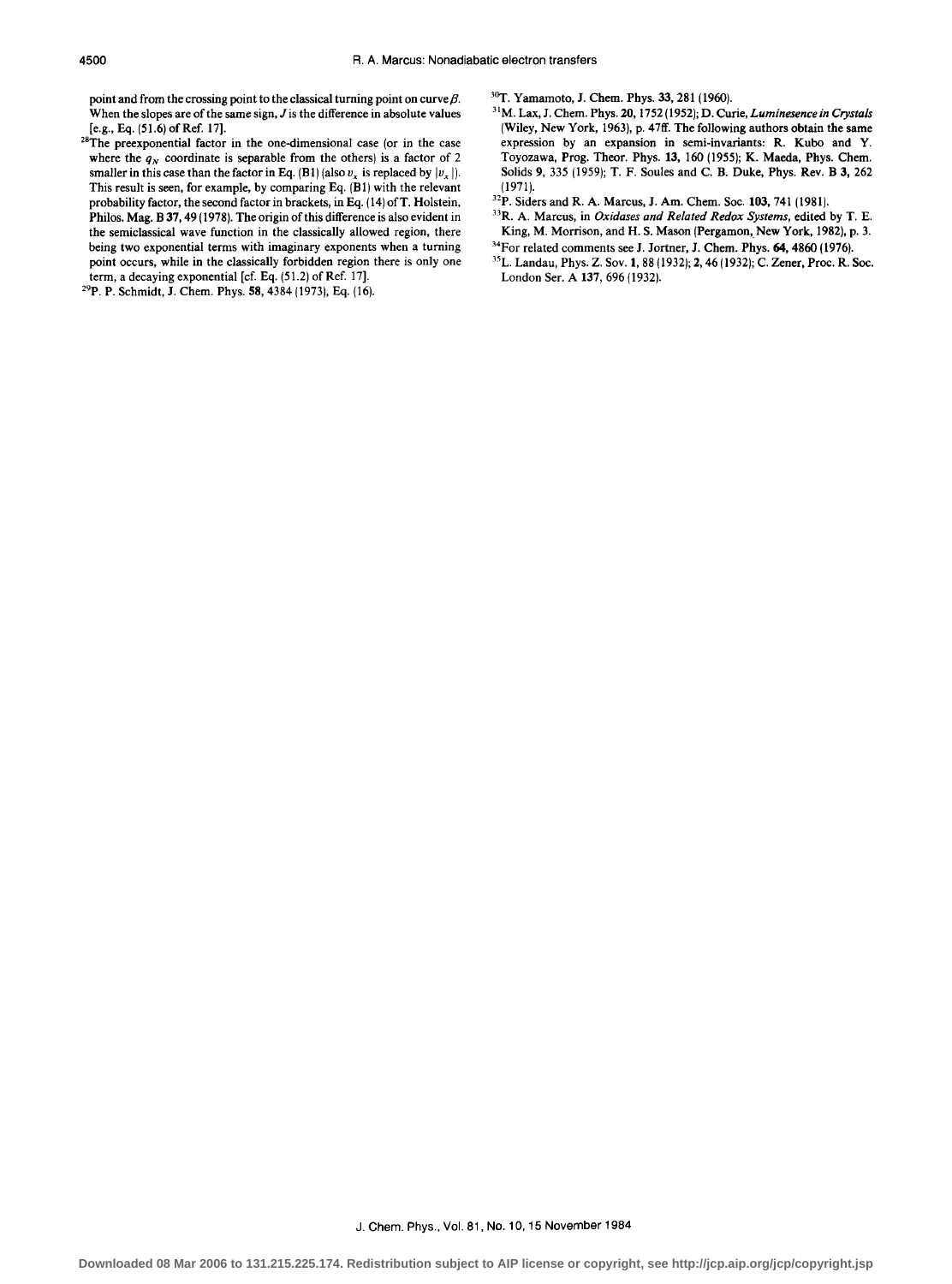point and from the crossing point to the classical turning point on curve $\beta$. When the slopes are of the same sign, $J$ is the difference in absolute values [e.g., Eq. (51.6) of Ref. 17].

[28] The preexponential factor in the one-dimensional case (or in the case where the $q_N$ coordinate is separable from the others) is a factor of 2 smaller in this case than the factor in Eq. (B1) (also $v_x$ is replaced by $|v_x|$). This result is seen, for example, by comparing Eq. (B1) with the relevant probability factor, the second factor in brackets, in Eq. (14) of T. Holstein, Philos. Mag. B **37**, 49 (1978). The origin of this difference is also evident in the semiclassical wave function in the classically allowed region, there being two exponential terms with imaginary exponents when a turning point occurs, while in the classically forbidden region there is only one term, a decaying exponential [cf. Eq. (51.2) of Ref. 17].

[29] P. P. Schmidt, J. Chem. Phys. **58**, 4384 (1973), Eq. (16).

[30] T. Yamamoto, J. Chem. Phys. **33**, 281 (1960).

[31] M. Lax, J. Chem. Phys. **20**, 1752 (1952); D. Curie, *Luminesence in Crystals* (Wiley, New York, 1963), p. 47ff. The following authors obtain the same expression by an expansion in semi-invariants: R. Kubo and Y. Toyozawa, Prog. Theor. Phys. **13**, 160 (1955); K. Maeda, Phys. Chem. Solids **9**, 335 (1959); T. F. Soules and C. B. Duke, Phys. Rev. B **3**, 262 (1971).

[32] P. Siders and R. A. Marcus, J. Am. Chem. Soc. **103**, 741 (1981).

[33] R. A. Marcus, in *Oxidases and Related Redox Systems*, edited by T. E. King, M. Morrison, and H. S. Mason (Pergamon, New York, 1982), p. 3.

[34] For related comments see J. Jortner, J. Chem. Phys. **64**, 4860 (1976).

[35] L. Landau, Phys. Z. Sov. **1**, 88 (1932); **2**, 46 (1932); C. Zener, Proc. R. Soc. London Ser. A **137**, 696 (1932).